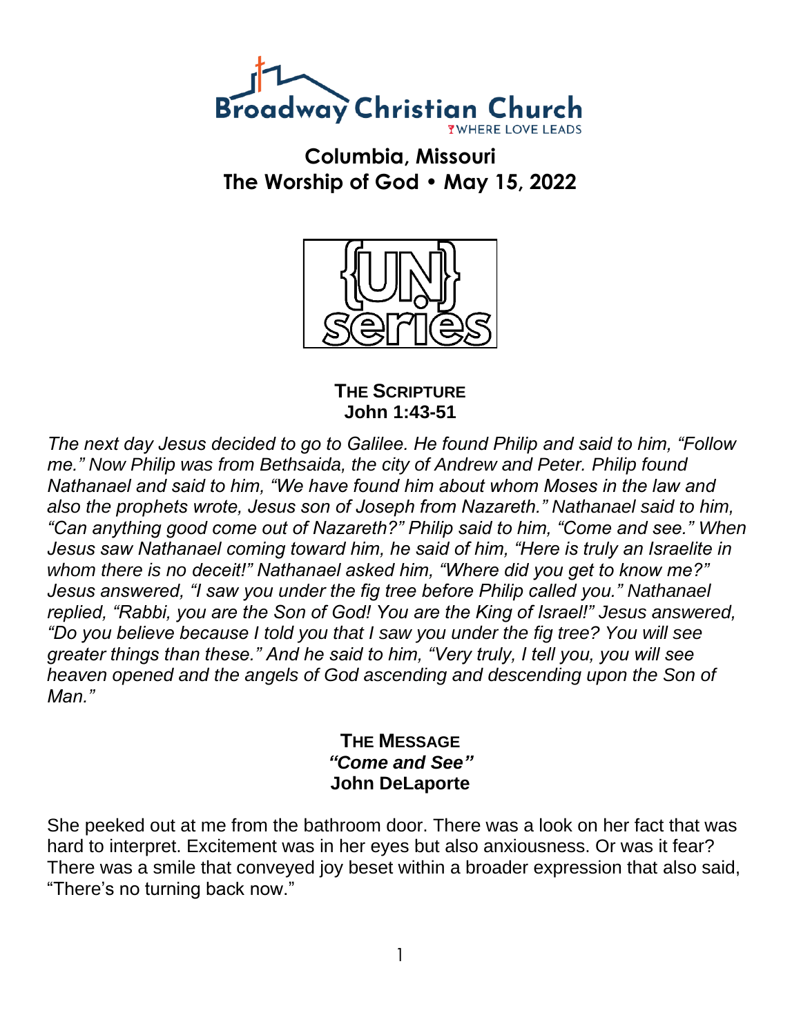# Broadway Christian Church

WHERE LOVE LEADS

## Columbia, Missouri
## The Worship of God • May 15, 2022

{UN} series

### THE SCRIPTURE
**John 1:43-51**

*The next day Jesus decided to go to Galilee. He found Philip and said to him, "Follow me." Now Philip was from Bethsaida, the city of Andrew and Peter. Philip found Nathanael and said to him, "We have found him about whom Moses in the law and also the prophets wrote, Jesus son of Joseph from Nazareth." Nathanael said to him, "Can anything good come out of Nazareth?" Philip said to him, "Come and see." When Jesus saw Nathanael coming toward him, he said of him, "Here is truly an Israelite in whom there is no deceit!" Nathanael asked him, "Where did you get to know me?" Jesus answered, "I saw you under the fig tree before Philip called you." Nathanael replied, "Rabbi, you are the Son of God! You are the King of Israel!" Jesus answered, "Do you believe because I told you that I saw you under the fig tree? You will see greater things than these." And he said to him, "Very truly, I tell you, you will see heaven opened and the angels of God ascending and descending upon the Son of Man."*

### THE MESSAGE
***"Come and See"***
**John DeLaporte**

She peeked out at me from the bathroom door. There was a look on her fact that was hard to interpret. Excitement was in her eyes but also anxiousness. Or was it fear? There was a smile that conveyed joy beset within a broader expression that also said, "There's no turning back now."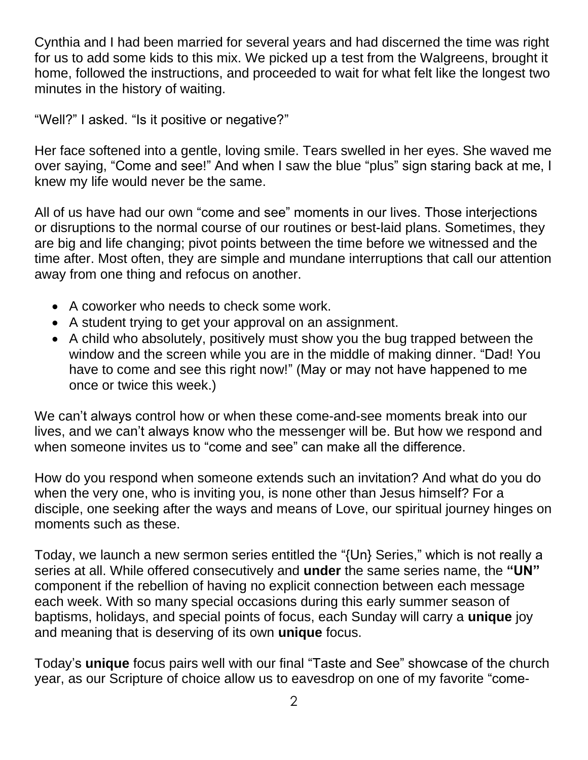Cynthia and I had been married for several years and had discerned the time was right for us to add some kids to this mix. We picked up a test from the Walgreens, brought it home, followed the instructions, and proceeded to wait for what felt like the longest two minutes in the history of waiting.

“Well?” I asked. “Is it positive or negative?”

Her face softened into a gentle, loving smile. Tears swelled in her eyes. She waved me over saying, “Come and see!” And when I saw the blue “plus” sign staring back at me, I knew my life would never be the same.

All of us have had our own “come and see” moments in our lives. Those interjections or disruptions to the normal course of our routines or best-laid plans. Sometimes, they are big and life changing; pivot points between the time before we witnessed and the time after. Most often, they are simple and mundane interruptions that call our attention away from one thing and refocus on another.

- A coworker who needs to check some work.
- A student trying to get your approval on an assignment.
- A child who absolutely, positively must show you the bug trapped between the window and the screen while you are in the middle of making dinner. “Dad! You have to come and see this right now!” (May or may not have happened to me once or twice this week.)

We can’t always control how or when these come-and-see moments break into our lives, and we can’t always know who the messenger will be. But how we respond and when someone invites us to “come and see” can make all the difference.

How do you respond when someone extends such an invitation? And what do you do when the very one, who is inviting you, is none other than Jesus himself? For a disciple, one seeking after the ways and means of Love, our spiritual journey hinges on moments such as these.

Today, we launch a new sermon series entitled the “{Un} Series,” which is not really a series at all. While offered consecutively and **under** the same series name, the **“UN”** component if the rebellion of having no explicit connection between each message each week. With so many special occasions during this early summer season of baptisms, holidays, and special points of focus, each Sunday will carry a **unique** joy and meaning that is deserving of its own **unique** focus.

Today’s **unique** focus pairs well with our final “Taste and See” showcase of the church year, as our Scripture of choice allow us to eavesdrop on one of my favorite “come-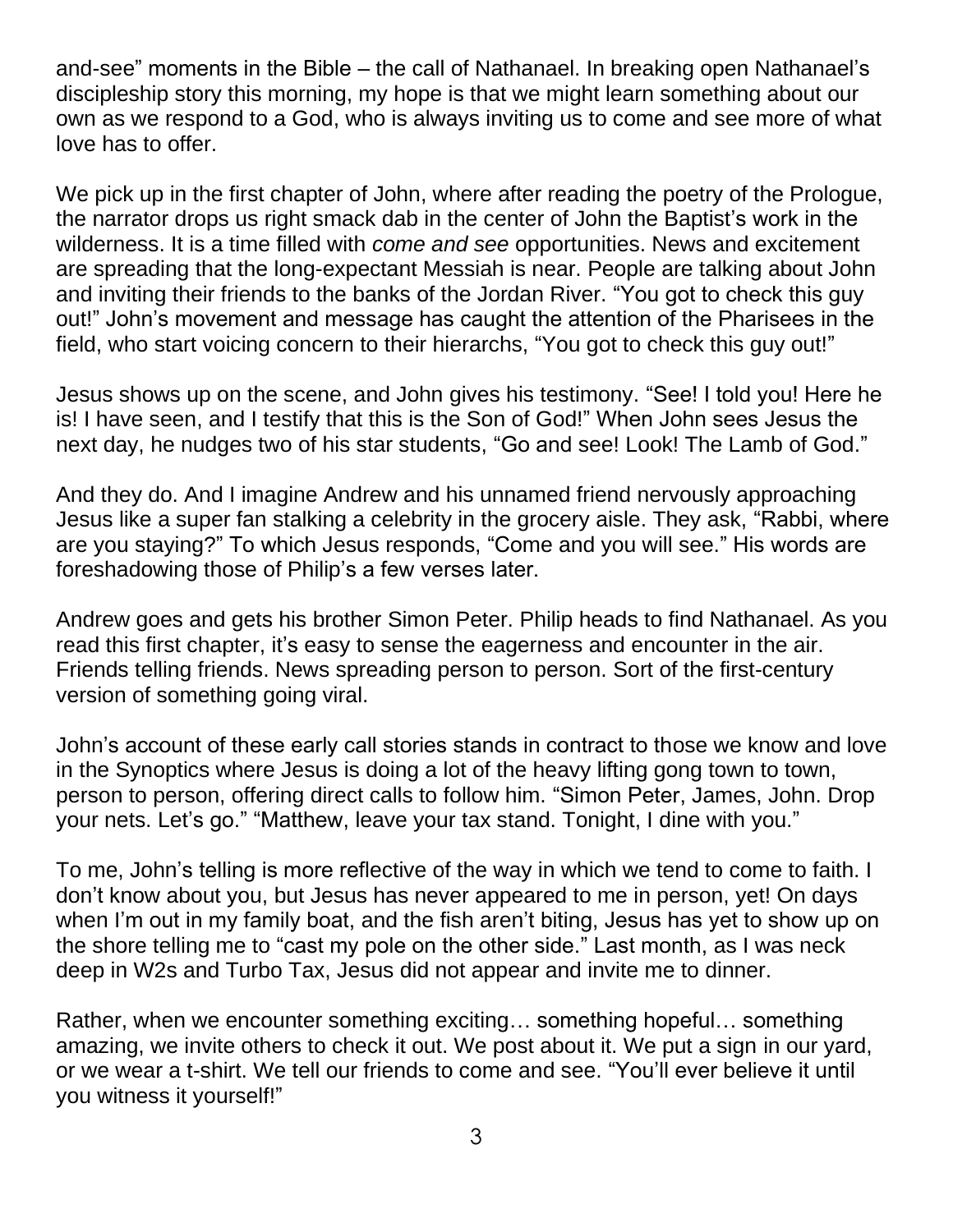and-see" moments in the Bible – the call of Nathanael. In breaking open Nathanael's discipleship story this morning, my hope is that we might learn something about our own as we respond to a God, who is always inviting us to come and see more of what love has to offer.

We pick up in the first chapter of John, where after reading the poetry of the Prologue, the narrator drops us right smack dab in the center of John the Baptist's work in the wilderness. It is a time filled with *come and see* opportunities. News and excitement are spreading that the long-expectant Messiah is near. People are talking about John and inviting their friends to the banks of the Jordan River. "You got to check this guy out!" John's movement and message has caught the attention of the Pharisees in the field, who start voicing concern to their hierarchs, "You got to check this guy out!"

Jesus shows up on the scene, and John gives his testimony. "See! I told you! Here he is! I have seen, and I testify that this is the Son of God!" When John sees Jesus the next day, he nudges two of his star students, "Go and see! Look! The Lamb of God."

And they do. And I imagine Andrew and his unnamed friend nervously approaching Jesus like a super fan stalking a celebrity in the grocery aisle. They ask, "Rabbi, where are you staying?" To which Jesus responds, "Come and you will see." His words are foreshadowing those of Philip's a few verses later.

Andrew goes and gets his brother Simon Peter. Philip heads to find Nathanael. As you read this first chapter, it's easy to sense the eagerness and encounter in the air. Friends telling friends. News spreading person to person. Sort of the first-century version of something going viral.

John's account of these early call stories stands in contract to those we know and love in the Synoptics where Jesus is doing a lot of the heavy lifting gong town to town, person to person, offering direct calls to follow him. "Simon Peter, James, John. Drop your nets. Let's go." "Matthew, leave your tax stand. Tonight, I dine with you."

To me, John's telling is more reflective of the way in which we tend to come to faith. I don't know about you, but Jesus has never appeared to me in person, yet! On days when I'm out in my family boat, and the fish aren't biting, Jesus has yet to show up on the shore telling me to "cast my pole on the other side." Last month, as I was neck deep in W2s and Turbo Tax, Jesus did not appear and invite me to dinner.

Rather, when we encounter something exciting… something hopeful… something amazing, we invite others to check it out. We post about it. We put a sign in our yard, or we wear a t-shirt. We tell our friends to come and see. "You'll ever believe it until you witness it yourself!"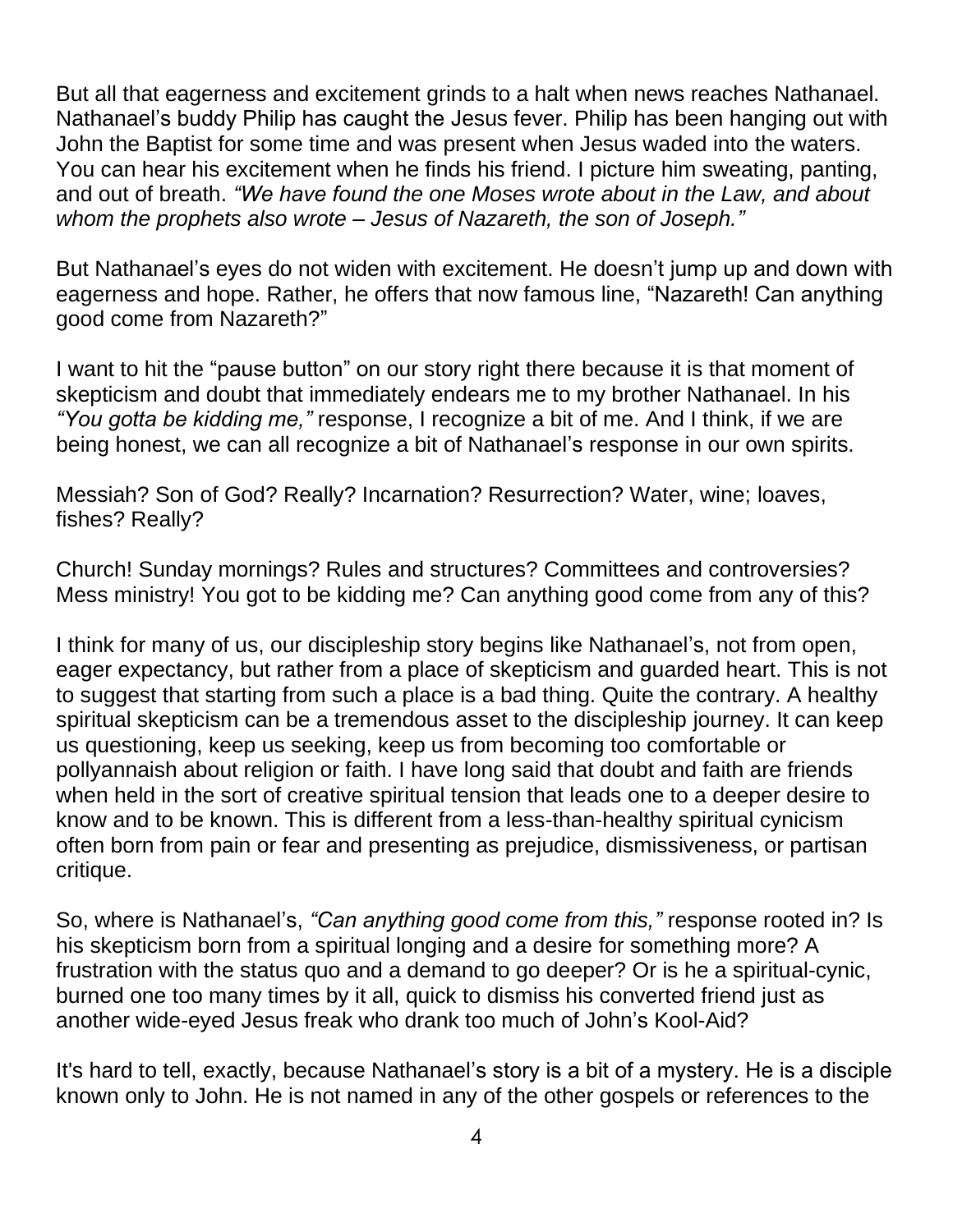But all that eagerness and excitement grinds to a halt when news reaches Nathanael. Nathanael's buddy Philip has caught the Jesus fever. Philip has been hanging out with John the Baptist for some time and was present when Jesus waded into the waters. You can hear his excitement when he finds his friend. I picture him sweating, panting, and out of breath. *"We have found the one Moses wrote about in the Law, and about whom the prophets also wrote – Jesus of Nazareth, the son of Joseph."*

But Nathanael's eyes do not widen with excitement. He doesn't jump up and down with eagerness and hope. Rather, he offers that now famous line, "Nazareth! Can anything good come from Nazareth?"

I want to hit the "pause button" on our story right there because it is that moment of skepticism and doubt that immediately endears me to my brother Nathanael. In his *"You gotta be kidding me,"* response, I recognize a bit of me. And I think, if we are being honest, we can all recognize a bit of Nathanael's response in our own spirits.

Messiah? Son of God? Really? Incarnation? Resurrection? Water, wine; loaves, fishes? Really?

Church! Sunday mornings? Rules and structures? Committees and controversies? Mess ministry! You got to be kidding me? Can anything good come from any of this?

I think for many of us, our discipleship story begins like Nathanael's, not from open, eager expectancy, but rather from a place of skepticism and guarded heart. This is not to suggest that starting from such a place is a bad thing. Quite the contrary. A healthy spiritual skepticism can be a tremendous asset to the discipleship journey. It can keep us questioning, keep us seeking, keep us from becoming too comfortable or pollyannaish about religion or faith. I have long said that doubt and faith are friends when held in the sort of creative spiritual tension that leads one to a deeper desire to know and to be known. This is different from a less-than-healthy spiritual cynicism often born from pain or fear and presenting as prejudice, dismissiveness, or partisan critique.

So, where is Nathanael's, *"Can anything good come from this,"* response rooted in? Is his skepticism born from a spiritual longing and a desire for something more? A frustration with the status quo and a demand to go deeper? Or is he a spiritual-cynic, burned one too many times by it all, quick to dismiss his converted friend just as another wide-eyed Jesus freak who drank too much of John's Kool-Aid?

It's hard to tell, exactly, because Nathanael's story is a bit of a mystery. He is a disciple known only to John. He is not named in any of the other gospels or references to the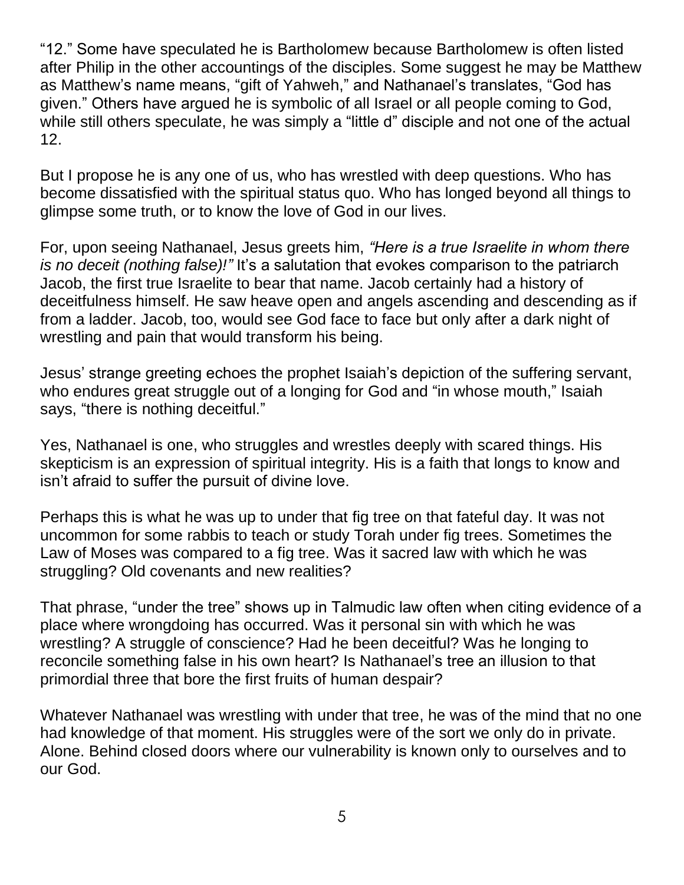"12." Some have speculated he is Bartholomew because Bartholomew is often listed after Philip in the other accountings of the disciples. Some suggest he may be Matthew as Matthew's name means, "gift of Yahweh," and Nathanael's translates, "God has given." Others have argued he is symbolic of all Israel or all people coming to God, while still others speculate, he was simply a "little d" disciple and not one of the actual 12.

But I propose he is any one of us, who has wrestled with deep questions. Who has become dissatisfied with the spiritual status quo. Who has longed beyond all things to glimpse some truth, or to know the love of God in our lives.

For, upon seeing Nathanael, Jesus greets him, *"Here is a true Israelite in whom there is no deceit (nothing false)!"* It's a salutation that evokes comparison to the patriarch Jacob, the first true Israelite to bear that name. Jacob certainly had a history of deceitfulness himself. He saw heave open and angels ascending and descending as if from a ladder. Jacob, too, would see God face to face but only after a dark night of wrestling and pain that would transform his being.

Jesus' strange greeting echoes the prophet Isaiah's depiction of the suffering servant, who endures great struggle out of a longing for God and "in whose mouth," Isaiah says, "there is nothing deceitful."

Yes, Nathanael is one, who struggles and wrestles deeply with scared things. His skepticism is an expression of spiritual integrity. His is a faith that longs to know and isn't afraid to suffer the pursuit of divine love.

Perhaps this is what he was up to under that fig tree on that fateful day. It was not uncommon for some rabbis to teach or study Torah under fig trees. Sometimes the Law of Moses was compared to a fig tree. Was it sacred law with which he was struggling? Old covenants and new realities?

That phrase, "under the tree" shows up in Talmudic law often when citing evidence of a place where wrongdoing has occurred. Was it personal sin with which he was wrestling? A struggle of conscience? Had he been deceitful? Was he longing to reconcile something false in his own heart? Is Nathanael's tree an illusion to that primordial three that bore the first fruits of human despair?

Whatever Nathanael was wrestling with under that tree, he was of the mind that no one had knowledge of that moment. His struggles were of the sort we only do in private. Alone. Behind closed doors where our vulnerability is known only to ourselves and to our God.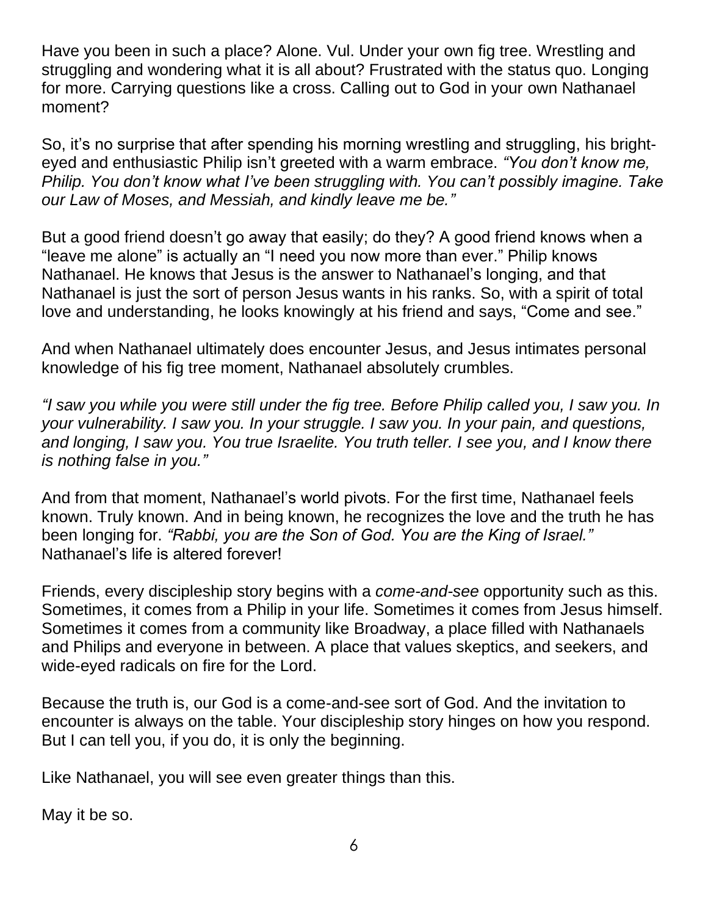Have you been in such a place? Alone. Vul. Under your own fig tree. Wrestling and struggling and wondering what it is all about? Frustrated with the status quo. Longing for more. Carrying questions like a cross. Calling out to God in your own Nathanael moment?

So, it's no surprise that after spending his morning wrestling and struggling, his bright-eyed and enthusiastic Philip isn't greeted with a warm embrace. *"You don't know me, Philip. You don't know what I've been struggling with. You can't possibly imagine. Take our Law of Moses, and Messiah, and kindly leave me be."*

But a good friend doesn't go away that easily; do they? A good friend knows when a "leave me alone" is actually an "I need you now more than ever." Philip knows Nathanael. He knows that Jesus is the answer to Nathanael's longing, and that Nathanael is just the sort of person Jesus wants in his ranks. So, with a spirit of total love and understanding, he looks knowingly at his friend and says, "Come and see."

And when Nathanael ultimately does encounter Jesus, and Jesus intimates personal knowledge of his fig tree moment, Nathanael absolutely crumbles.

*"I saw you while you were still under the fig tree. Before Philip called you, I saw you. In your vulnerability. I saw you. In your struggle. I saw you. In your pain, and questions, and longing, I saw you. You true Israelite. You truth teller. I see you, and I know there is nothing false in you."*

And from that moment, Nathanael's world pivots. For the first time, Nathanael feels known. Truly known. And in being known, he recognizes the love and the truth he has been longing for. *"Rabbi, you are the Son of God. You are the King of Israel."* Nathanael's life is altered forever!

Friends, every discipleship story begins with a *come-and-see* opportunity such as this. Sometimes, it comes from a Philip in your life. Sometimes it comes from Jesus himself. Sometimes it comes from a community like Broadway, a place filled with Nathanaels and Philips and everyone in between. A place that values skeptics, and seekers, and wide-eyed radicals on fire for the Lord.

Because the truth is, our God is a come-and-see sort of God. And the invitation to encounter is always on the table. Your discipleship story hinges on how you respond. But I can tell you, if you do, it is only the beginning.

Like Nathanael, you will see even greater things than this.

May it be so.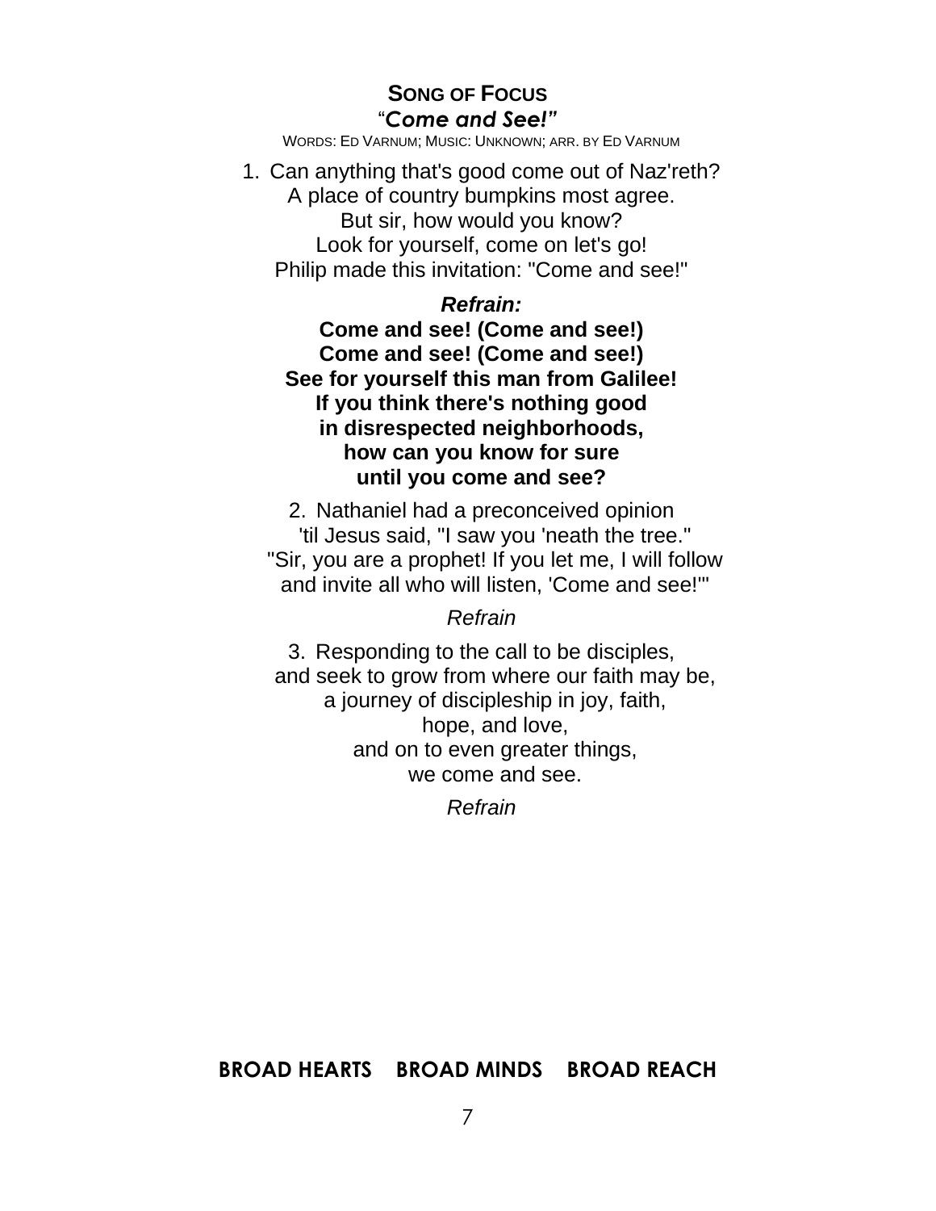## Song of Focus

**"*Come and See!"***

Words: Ed Varnum; Music: Unknown; arr. by Ed Varnum

1. Can anything that's good come out of Naz'reth?
A place of country bumpkins most agree.
But sir, how would you know?
Look for yourself, come on let's go!
Philip made this invitation: "Come and see!"

***Refrain:***

**Come and see! (Come and see!)**
**Come and see! (Come and see!)**
**See for yourself this man from Galilee!**
**If you think there's nothing good**
**in disrespected neighborhoods,**
**how can you know for sure**
**until you come and see?**

2. Nathaniel had a preconceived opinion
'til Jesus said, "I saw you 'neath the tree."
"Sir, you are a prophet! If you let me, I will follow
and invite all who will listen, 'Come and see!'"

*Refrain*

3. Responding to the call to be disciples,
and seek to grow from where our faith may be,
a journey of discipleship in joy, faith,
hope, and love,
and on to even greater things,
we come and see.

*Refrain*

**BROAD HEARTS BROAD MINDS BROAD REACH**